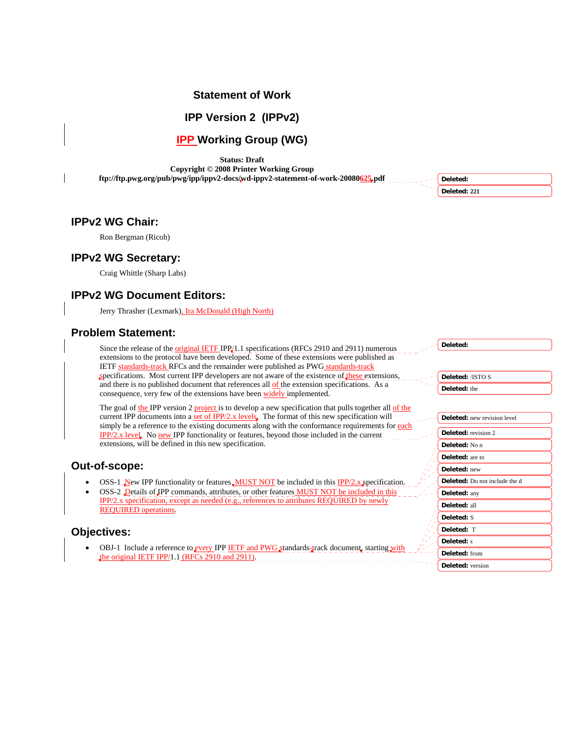# Statement of Work

# IPP Version 2 (IPPv2)

# IPP Working Group (WG)

**Status: Draft**
**Copyright © 2008 Printer Working Group**
**ftp://ftp.pwg.org/pub/pwg/ipp/ippv2-docs/wd-ippv2-statement-of-work-20080625.pdf**

## IPPv2 WG Chair:

Ron Bergman (Ricoh)

## IPPv2 WG Secretary:

Craig Whittle (Sharp Labs)

## IPPv2 WG Document Editors:

Jerry Thrasher (Lexmark), Ira McDonald (High North)

## Problem Statement:

Since the release of the original IETF IPP/1.1 specifications (RFCs 2910 and 2911) numerous extensions to the protocol have been developed. Some of these extensions were published as IETF standards-track RFCs and the remainder were published as PWG standards-track specifications. Most current IPP developers are not aware of the existence of these extensions, and there is no published document that references all of the extension specifications. As a consequence, very few of the extensions have been widely implemented.

The goal of the IPP version 2 project is to develop a new specification that pulls together all of the current IPP documents into a set of IPP/2.x levels. The format of this new specification will simply be a reference to the existing documents along with the conformance requirements for each IPP/2.x level. No new IPP functionality or features, beyond those included in the current extensions, will be defined in this new specification.

## Out-of-scope:

- OSS-1 New IPP functionality or features MUST NOT be included in this IPP/2.x specification.
- OSS-2 Details of IPP commands, attributes, or other features MUST NOT be included in this IPP/2.x specification, except as needed (e.g., references to attributes REQUIRED by newly REQUIRED operations.

## Objectives:

- OBJ-1 Include a reference to every IPP IETF and PWG standards-track document, starting with the original IETF IPP/1.1 (RFCs 2910 and 2911).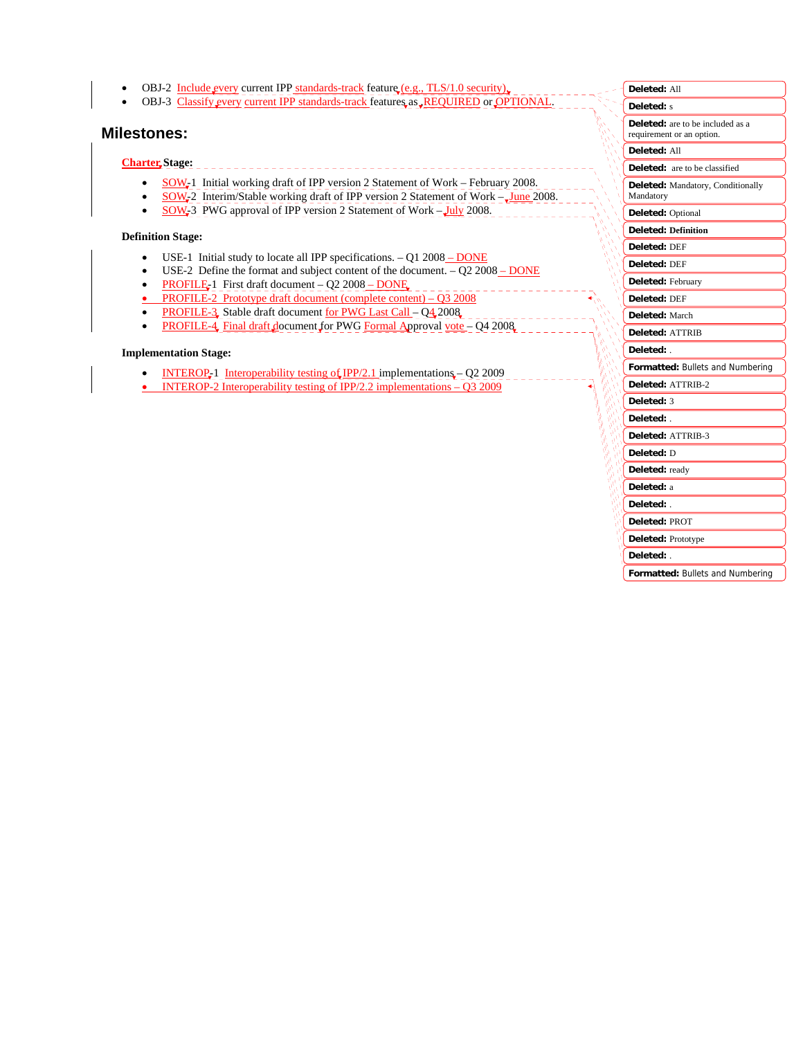- OBJ-2 Include every current IPP standards-track feature (e.g., TLS/1.0 security).
- OBJ-3 Classify every current IPP standards-track features as REQUIRED or OPTIONAL.

## Milestones:

**Charter Stage:**

- SOW-1 Initial working draft of IPP version 2 Statement of Work – February 2008.
- SOW-2 Interim/Stable working draft of IPP version 2 Statement of Work – June 2008.
- SOW-3 PWG approval of IPP version 2 Statement of Work – July 2008.

**Definition Stage:**

- USE-1 Initial study to locate all IPP specifications. – Q1 2008 – DONE
- USE-2 Define the format and subject content of the document. – Q2 2008 – DONE
- PROFILE-1 First draft document – Q2 2008 – DONE
- PROFILE-2 Prototype draft document (complete content) – Q3 2008
- PROFILE-3 Stable draft document for PWG Last Call – Q4 2008
- PROFILE-4 Final draft document for PWG Formal Approval vote – Q4 2008

**Implementation Stage:**

- INTEROP-1 Interoperability testing of IPP/2.1 implementations – Q2 2009
- INTEROP-2 Interoperability testing of IPP/2.2 implementations – Q3 2009

**Deleted:** All
**Deleted:** s
**Deleted:** are to be included as a requirement or an option.
**Deleted:** All
**Deleted:** are to be classified
**Deleted:** Mandatory, Conditionally Mandatory
**Deleted:** Optional
**Deleted:** Definition
**Deleted:** DEF
**Deleted:** DEF
**Deleted:** February
**Deleted:** DEF
**Deleted:** March
**Deleted:** ATTRIB
**Deleted:** .
**Formatted:** Bullets and Numbering
**Deleted:** ATTRIB-2
**Deleted:** 3
**Deleted:** .
**Deleted:** ATTRIB-3
**Deleted:** D
**Deleted:** ready
**Deleted:** a
**Deleted:** .
**Deleted:** PROT
**Deleted:** Prototype
**Deleted:** .
**Formatted:** Bullets and Numbering